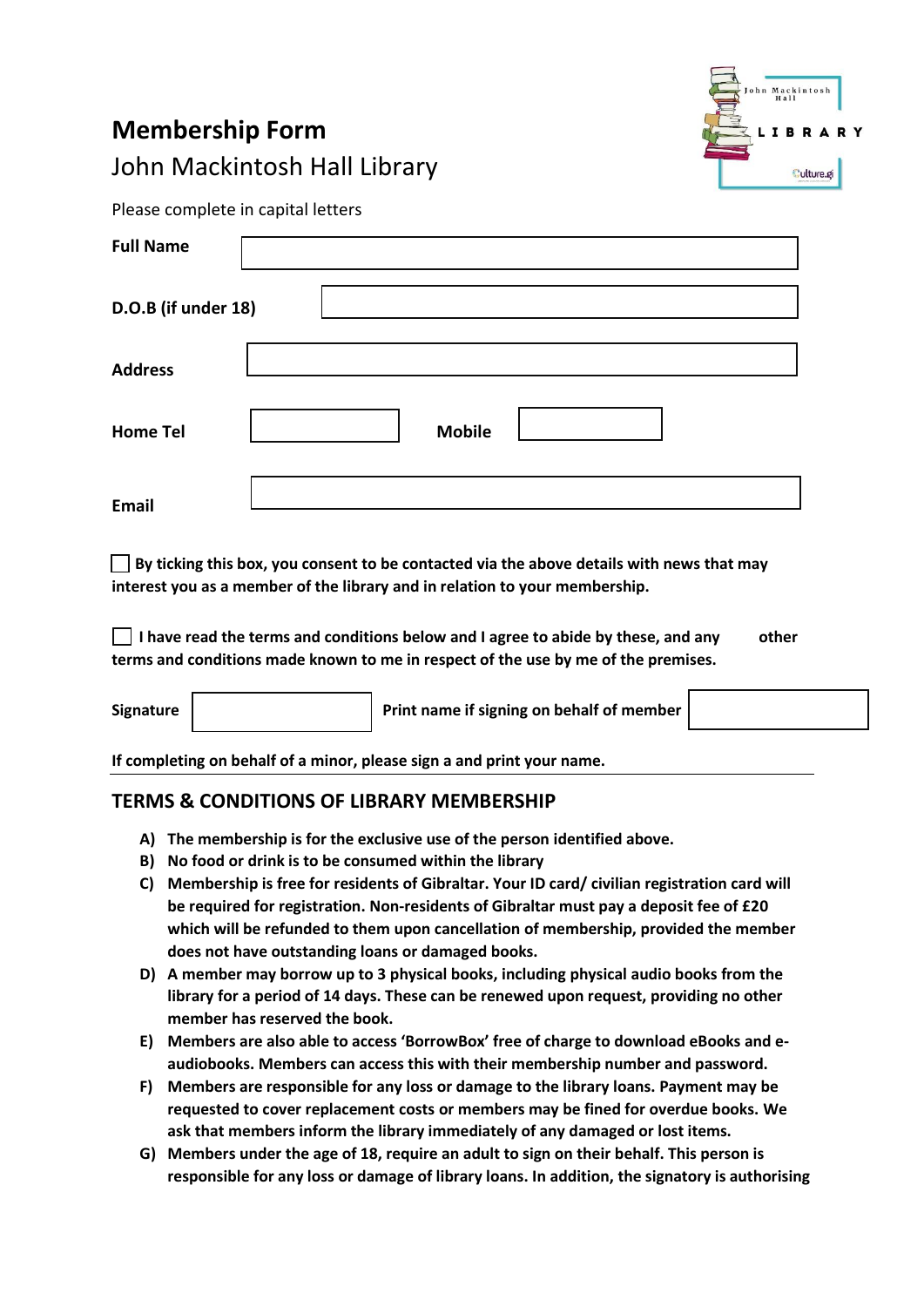# Membership Form

John Mackintosh Hall Library

Please complete in capital letters

| | |
|---|---|
| **Full Name** | |
| **D.O.B (if under 18)** | |
| **Address** | |
| **Home Tel** | **Mobile** |
| **Email** | |

☐ **By ticking this box, you consent to be contacted via the above details with news that may interest you as a member of the library and in relation to your membership.**

☐ **I have read the terms and conditions below and I agree to abide by these, and any other terms and conditions made known to me in respect of the use by me of the premises.**

| **Signature** | | **Print name if signing on behalf of member** | |
|---|---|---|---|

**If completing on behalf of a minor, please sign a and print your name.**

## TERMS & CONDITIONS OF LIBRARY MEMBERSHIP

A) **The membership is for the exclusive use of the person identified above.**

B) **No food or drink is to be consumed within the library**

C) **Membership is free for residents of Gibraltar. Your ID card/ civilian registration card will be required for registration. Non-residents of Gibraltar must pay a deposit fee of £20 which will be refunded to them upon cancellation of membership, provided the member does not have outstanding loans or damaged books.**

D) **A member may borrow up to 3 physical books, including physical audio books from the library for a period of 14 days. These can be renewed upon request, providing no other member has reserved the book.**

E) **Members are also able to access 'BorrowBox' free of charge to download eBooks and e-audiobooks. Members can access this with their membership number and password.**

F) **Members are responsible for any loss or damage to the library loans. Payment may be requested to cover replacement costs or members may be fined for overdue books. We ask that members inform the library immediately of any damaged or lost items.**

G) **Members under the age of 18, require an adult to sign on their behalf. This person is responsible for any loss or damage of library loans. In addition, the signatory is authorising**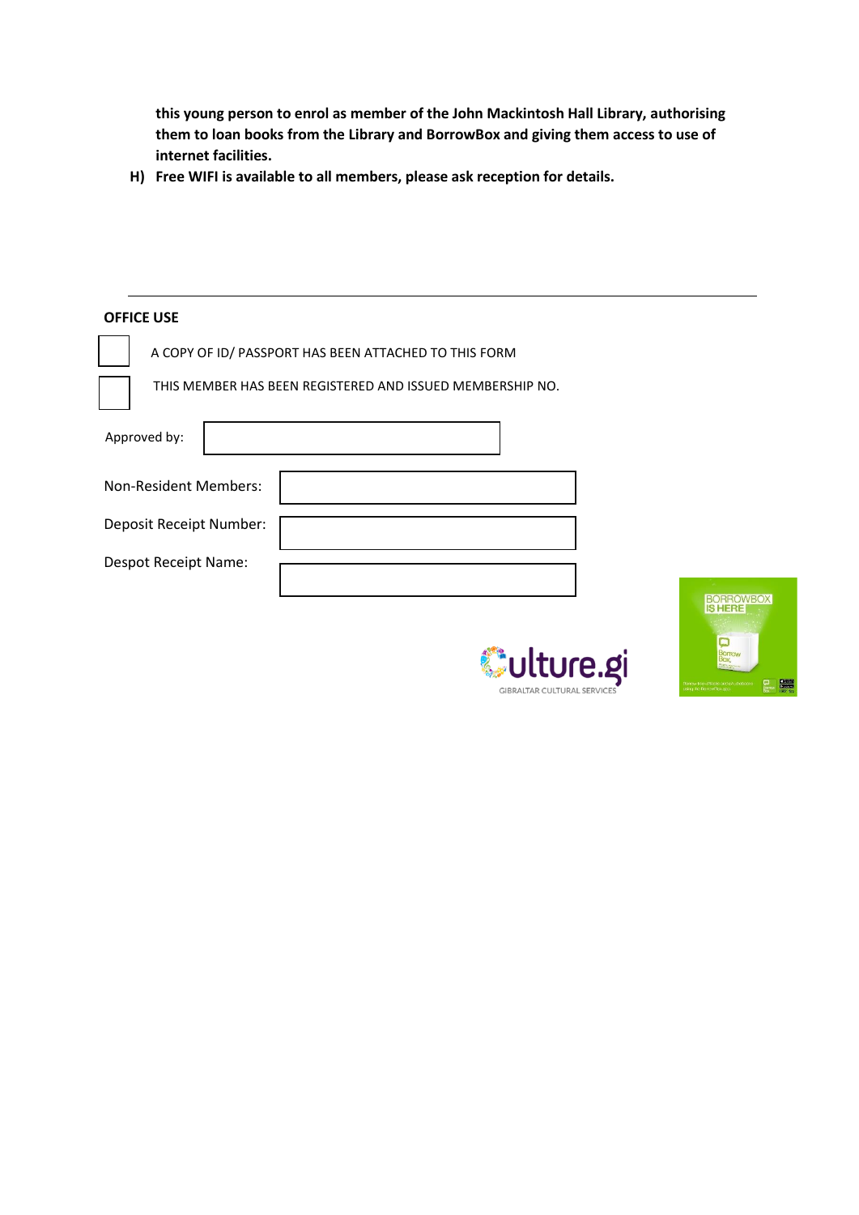**this young person to enrol as member of the John Mackintosh Hall Library, authorising them to loan books from the Library and BorrowBox and giving them access to use of internet facilities.**

**H) Free WIFI is available to all members, please ask reception for details.**

---

**OFFICE USE**

☐ A COPY OF ID/ PASSPORT HAS BEEN ATTACHED TO THIS FORM

☐ THIS MEMBER HAS BEEN REGISTERED AND ISSUED MEMBERSHIP NO.

Approved by:

Non-Resident Members:

Deposit Receipt Number:

Despot Receipt Name: